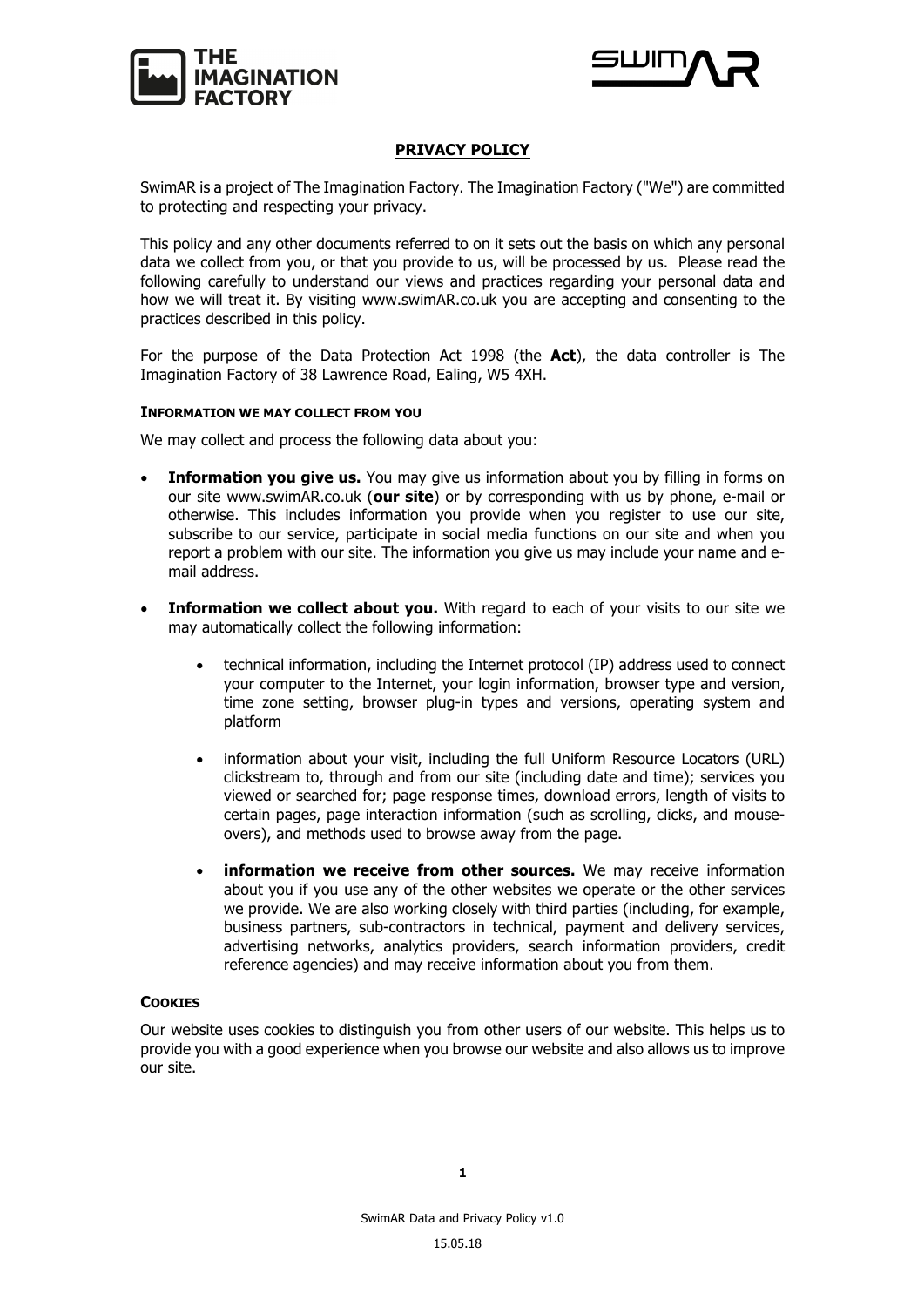# PRIVACY POLICY

SwimAR is a project of The Imagination Factory. The Imagination Factory ("We") are committed to protecting and respecting your privacy.

This policy and any other documents referred to on it sets out the basis on which any personal data we collect from you, or that you provide to us, will be processed by us. Please read the following carefully to understand our views and practices regarding your personal data and how we will treat it. By visiting www.swimAR.co.uk you are accepting and consenting to the practices described in this policy.

For the purpose of the Data Protection Act 1998 (the **Act**), the data controller is The Imagination Factory of 38 Lawrence Road, Ealing, W5 4XH.

## INFORMATION WE MAY COLLECT FROM YOU

We may collect and process the following data about you:

- **Information you give us.** You may give us information about you by filling in forms on our site www.swimAR.co.uk (**our site**) or by corresponding with us by phone, e-mail or otherwise. This includes information you provide when you register to use our site, subscribe to our service, participate in social media functions on our site and when you report a problem with our site. The information you give us may include your name and e-mail address.
- **Information we collect about you.** With regard to each of your visits to our site we may automatically collect the following information:
    - technical information, including the Internet protocol (IP) address used to connect your computer to the Internet, your login information, browser type and version, time zone setting, browser plug-in types and versions, operating system and platform
    - information about your visit, including the full Uniform Resource Locators (URL) clickstream to, through and from our site (including date and time); services you viewed or searched for; page response times, download errors, length of visits to certain pages, page interaction information (such as scrolling, clicks, and mouse-overs), and methods used to browse away from the page.
    - **information we receive from other sources.** We may receive information about you if you use any of the other websites we operate or the other services we provide. We are also working closely with third parties (including, for example, business partners, sub-contractors in technical, payment and delivery services, advertising networks, analytics providers, search information providers, credit reference agencies) and may receive information about you from them.

## COOKIES

Our website uses cookies to distinguish you from other users of our website. This helps us to provide you with a good experience when you browse our website and also allows us to improve our site.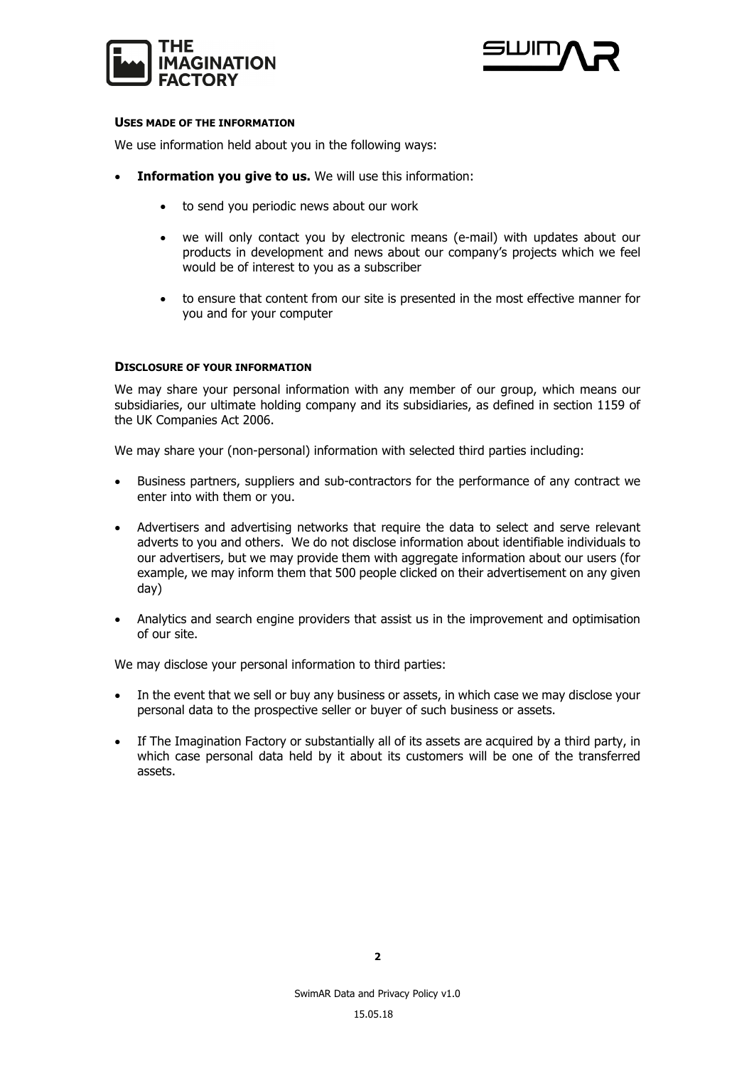#### USES MADE OF THE INFORMATION

We use information held about you in the following ways:

- **Information you give to us.** We will use this information:
    - to send you periodic news about our work
    - we will only contact you by electronic means (e-mail) with updates about our products in development and news about our company's projects which we feel would be of interest to you as a subscriber
    - to ensure that content from our site is presented in the most effective manner for you and for your computer

#### DISCLOSURE OF YOUR INFORMATION

We may share your personal information with any member of our group, which means our subsidiaries, our ultimate holding company and its subsidiaries, as defined in section 1159 of the UK Companies Act 2006.

We may share your (non-personal) information with selected third parties including:

- Business partners, suppliers and sub-contractors for the performance of any contract we enter into with them or you.
- Advertisers and advertising networks that require the data to select and serve relevant adverts to you and others. We do not disclose information about identifiable individuals to our advertisers, but we may provide them with aggregate information about our users (for example, we may inform them that 500 people clicked on their advertisement on any given day)
- Analytics and search engine providers that assist us in the improvement and optimisation of our site.

We may disclose your personal information to third parties:

- In the event that we sell or buy any business or assets, in which case we may disclose your personal data to the prospective seller or buyer of such business or assets.
- If The Imagination Factory or substantially all of its assets are acquired by a third party, in which case personal data held by it about its customers will be one of the transferred assets.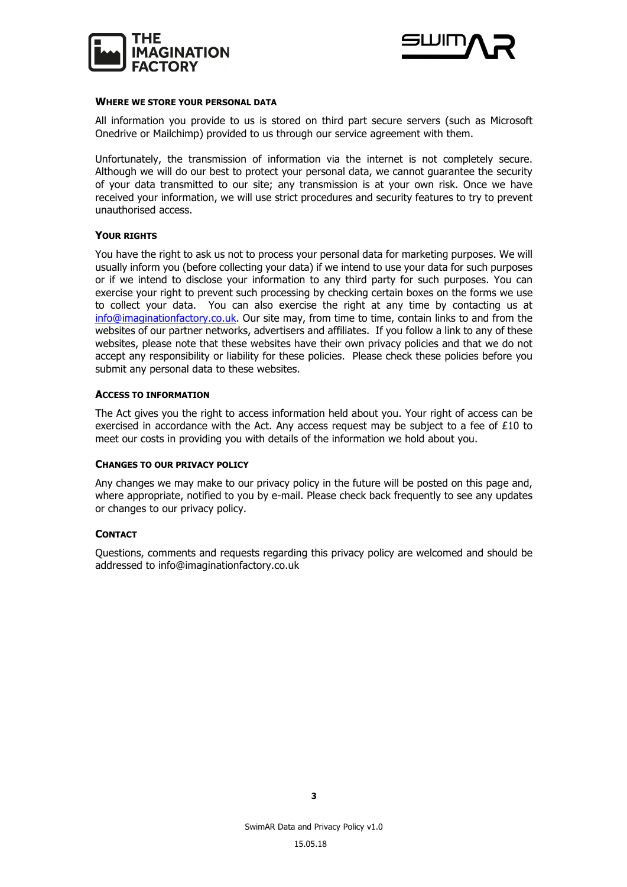#### Where we store your personal data

All information you provide to us is stored on third part secure servers (such as Microsoft Onedrive or Mailchimp) provided to us through our service agreement with them.

Unfortunately, the transmission of information via the internet is not completely secure. Although we will do our best to protect your personal data, we cannot guarantee the security of your data transmitted to our site; any transmission is at your own risk. Once we have received your information, we will use strict procedures and security features to try to prevent unauthorised access.

#### Your rights

You have the right to ask us not to process your personal data for marketing purposes. We will usually inform you (before collecting your data) if we intend to use your data for such purposes or if we intend to disclose your information to any third party for such purposes. You can exercise your right to prevent such processing by checking certain boxes on the forms we use to collect your data. You can also exercise the right at any time by contacting us at info@imaginationfactory.co.uk. Our site may, from time to time, contain links to and from the websites of our partner networks, advertisers and affiliates. If you follow a link to any of these websites, please note that these websites have their own privacy policies and that we do not accept any responsibility or liability for these policies. Please check these policies before you submit any personal data to these websites.

#### Access to information

The Act gives you the right to access information held about you. Your right of access can be exercised in accordance with the Act. Any access request may be subject to a fee of £10 to meet our costs in providing you with details of the information we hold about you.

#### Changes to our privacy policy

Any changes we may make to our privacy policy in the future will be posted on this page and, where appropriate, notified to you by e-mail. Please check back frequently to see any updates or changes to our privacy policy.

#### Contact

Questions, comments and requests regarding this privacy policy are welcomed and should be addressed to info@imaginationfactory.co.uk